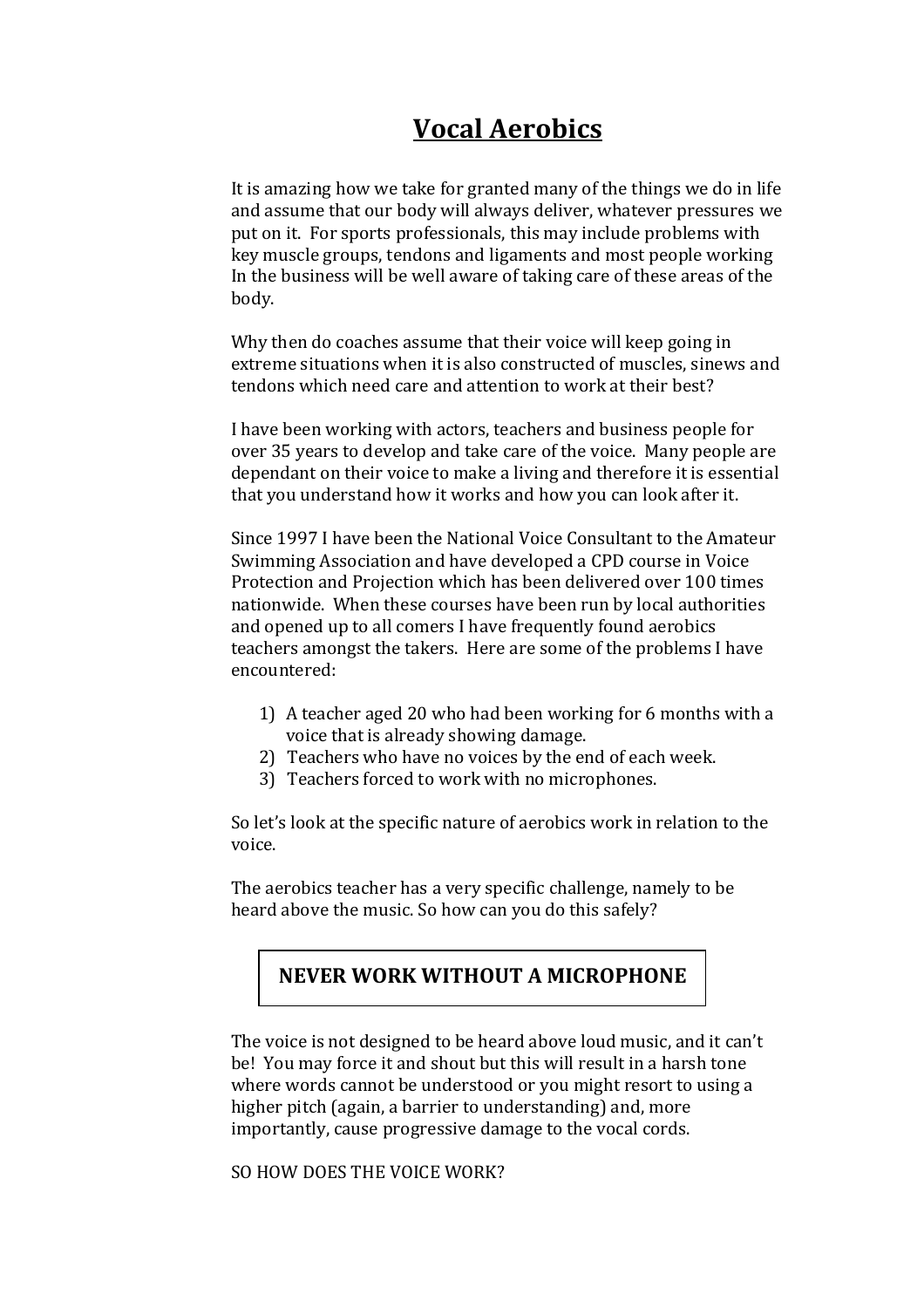# Vocal Aerobics

It is amazing how we take for granted many of the things we do in life and assume that our body will always deliver, whatever pressures we put on it. For sports professionals, this may include problems with key muscle groups, tendons and ligaments and most people working In the business will be well aware of taking care of these areas of the body.

Why then do coaches assume that their voice will keep going in extreme situations when it is also constructed of muscles, sinews and tendons which need care and attention to work at their best?

I have been working with actors, teachers and business people for over 35 years to develop and take care of the voice. Many people are dependant on their voice to make a living and therefore it is essential that you understand how it works and how you can look after it.

Since 1997 I have been the National Voice Consultant to the Amateur Swimming Association and have developed a CPD course in Voice Protection and Projection which has been delivered over 100 times nationwide. When these courses have been run by local authorities and opened up to all comers I have frequently found aerobics teachers amongst the takers. Here are some of the problems I have encountered:

1) A teacher aged 20 who had been working for 6 months with a voice that is already showing damage.
2) Teachers who have no voices by the end of each week.
3) Teachers forced to work with no microphones.

So let's look at the specific nature of aerobics work in relation to the voice.

The aerobics teacher has a very specific challenge, namely to be heard above the music. So how can you do this safely?

**NEVER WORK WITHOUT A MICROPHONE**

The voice is not designed to be heard above loud music, and it can't be! You may force it and shout but this will result in a harsh tone where words cannot be understood or you might resort to using a higher pitch (again, a barrier to understanding) and, more importantly, cause progressive damage to the vocal cords.

SO HOW DOES THE VOICE WORK?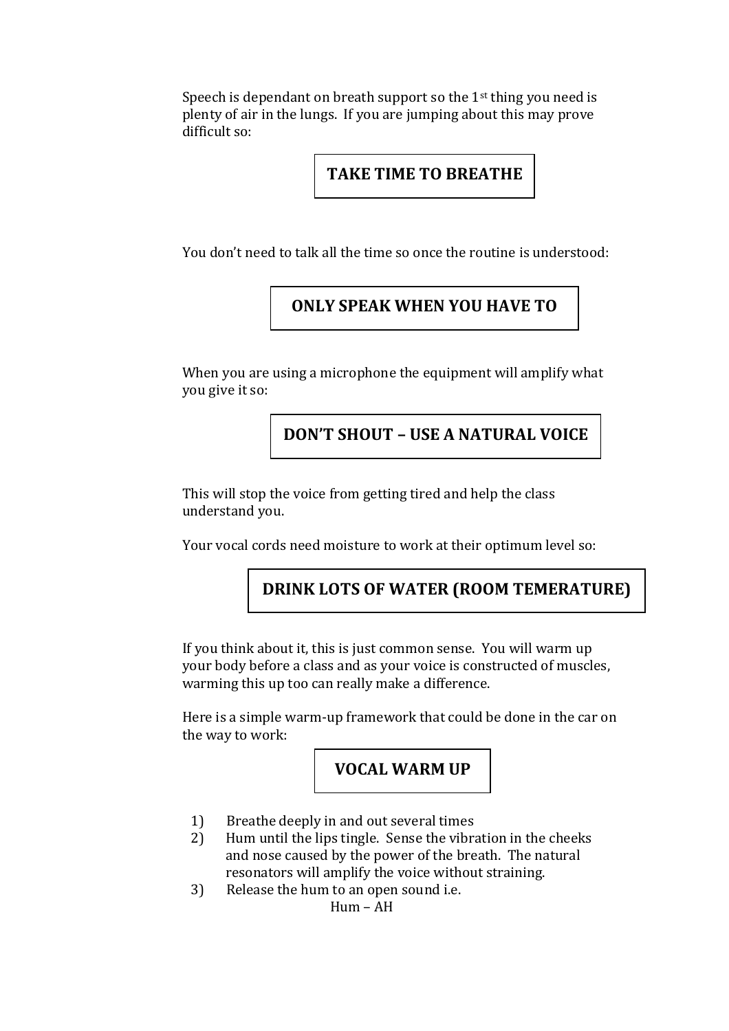Speech is dependant on breath support so the 1st thing you need is plenty of air in the lungs. If you are jumping about this may prove difficult so:

**TAKE TIME TO BREATHE**

You don't need to talk all the time so once the routine is understood:

**ONLY SPEAK WHEN YOU HAVE TO**

When you are using a microphone the equipment will amplify what you give it so:

**DON'T SHOUT – USE A NATURAL VOICE**

This will stop the voice from getting tired and help the class understand you.

Your vocal cords need moisture to work at their optimum level so:

**DRINK LOTS OF WATER (ROOM TEMERATURE)**

If you think about it, this is just common sense. You will warm up your body before a class and as your voice is constructed of muscles, warming this up too can really make a difference.

Here is a simple warm-up framework that could be done in the car on the way to work:

**VOCAL WARM UP**

1) Breathe deeply in and out several times
2) Hum until the lips tingle. Sense the vibration in the cheeks and nose caused by the power of the breath. The natural resonators will amplify the voice without straining.
3) Release the hum to an open sound i.e.

   Hum – AH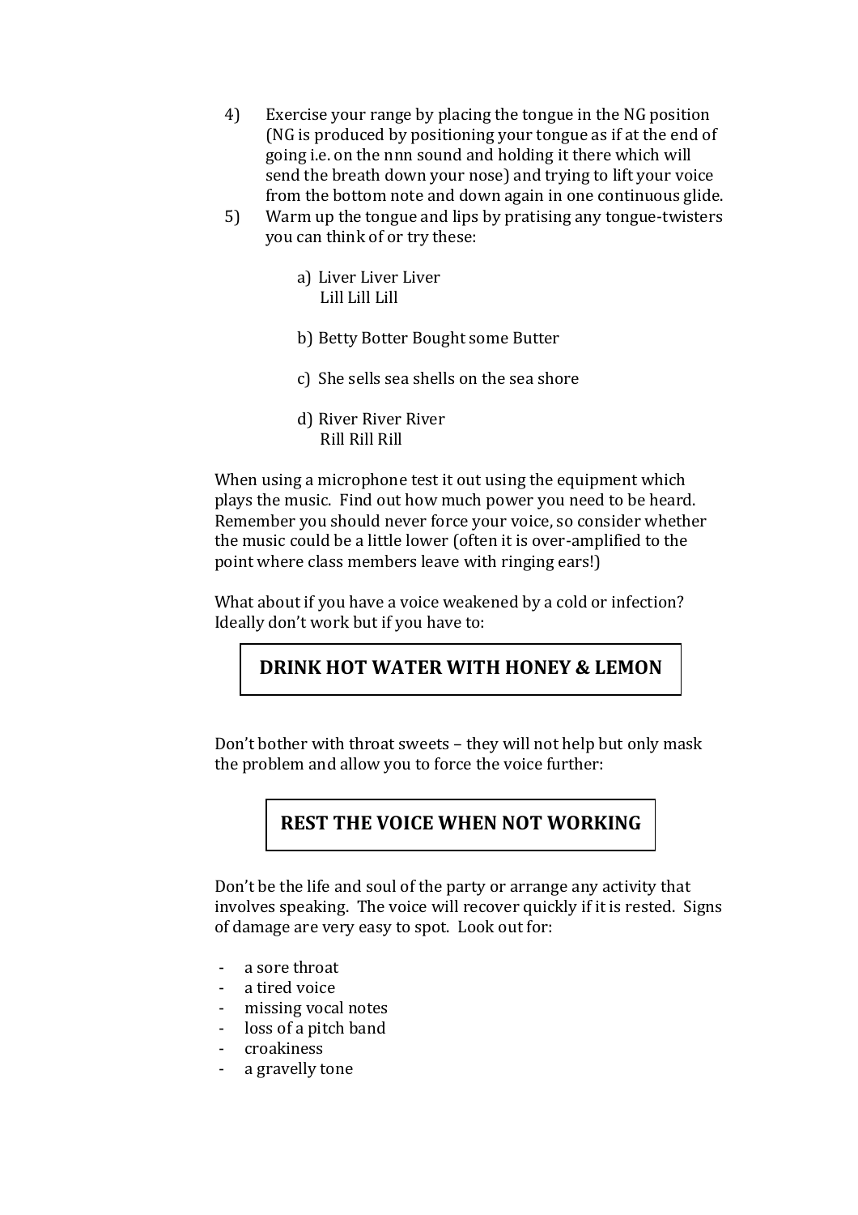4) Exercise your range by placing the tongue in the NG position (NG is produced by positioning your tongue as if at the end of going i.e. on the nnn sound and holding it there which will send the breath down your nose) and trying to lift your voice from the bottom note and down again in one continuous glide.
5) Warm up the tongue and lips by pratising any tongue-twisters you can think of or try these:

    a) Liver Liver Liver
       Lill Lill Lill

    b) Betty Botter Bought some Butter

    c) She sells sea shells on the sea shore

    d) River River River
       Rill Rill Rill

When using a microphone test it out using the equipment which plays the music. Find out how much power you need to be heard. Remember you should never force your voice, so consider whether the music could be a little lower (often it is over-amplified to the point where class members leave with ringing ears!)

What about if you have a voice weakened by a cold or infection? Ideally don't work but if you have to:

**DRINK HOT WATER WITH HONEY & LEMON**

Don't bother with throat sweets – they will not help but only mask the problem and allow you to force the voice further:

**REST THE VOICE WHEN NOT WORKING**

Don't be the life and soul of the party or arrange any activity that involves speaking. The voice will recover quickly if it is rested. Signs of damage are very easy to spot. Look out for:

- a sore throat
- a tired voice
- missing vocal notes
- loss of a pitch band
- croakiness
- a gravelly tone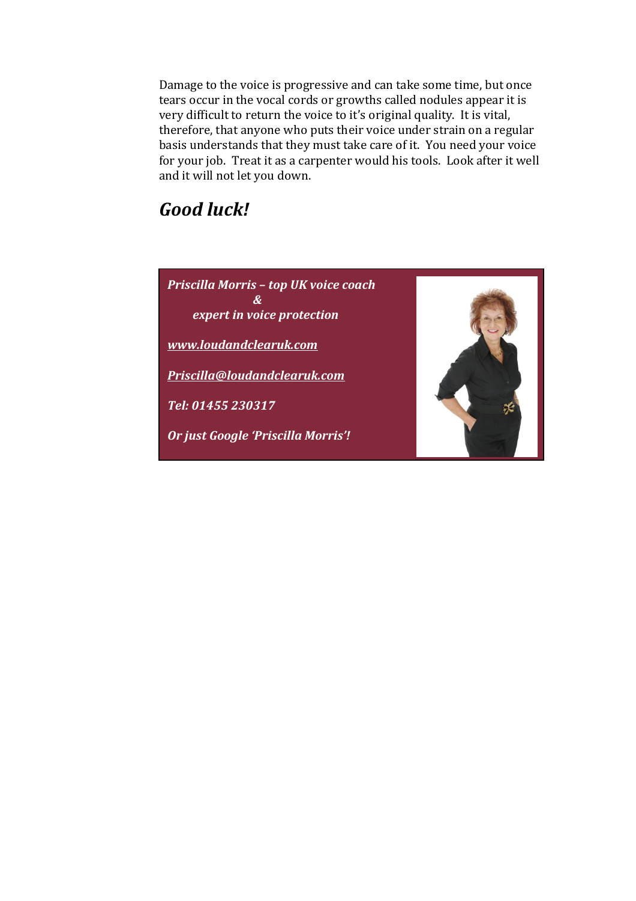Damage to the voice is progressive and can take some time, but once tears occur in the vocal cords or growths called nodules appear it is very difficult to return the voice to it's original quality. It is vital, therefore, that anyone who puts their voice under strain on a regular basis understands that they must take care of it. You need your voice for your job. Treat it as a carpenter would his tools. Look after it well and it will not let you down.

## *Good luck!*

***Priscilla Morris – top UK voice coach***
***&***
***expert in voice protection***

***www.loudandclearuk.com***

***Priscilla@loudandclearuk.com***

***Tel: 01455 230317***

***Or just Google 'Priscilla Morris'!***